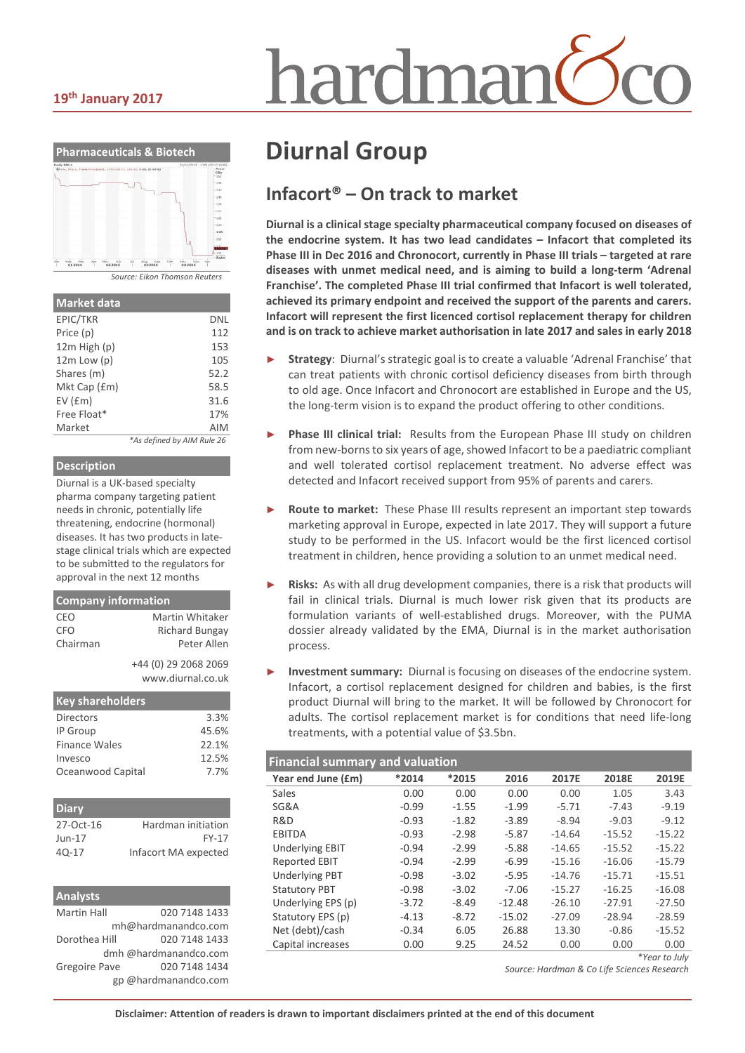19th January 2017

# Diurnal Group

## Infacort® – On track to market

**Diurnal is a clinical stage specialty pharmaceutical company focused on diseases of the endocrine system. It has two lead candidates – Infacort that completed its Phase III in Dec 2016 and Chronocort, currently in Phase III trials – targeted at rare diseases with unmet medical need, and is aiming to build a long-term 'Adrenal Franchise'. The completed Phase III trial confirmed that Infacort is well tolerated, achieved its primary endpoint and received the support of the parents and carers. Infacort will represent the first licenced cortisol replacement therapy for children and is on track to achieve market authorisation in late 2017 and sales in early 2018**

- **Strategy**: Diurnal's strategic goal is to create a valuable 'Adrenal Franchise' that can treat patients with chronic cortisol deficiency diseases from birth through to old age. Once Infacort and Chronocort are established in Europe and the US, the long-term vision is to expand the product offering to other conditions.
- **Phase III clinical trial:** Results from the European Phase III study on children from new-borns to six years of age, showed Infacort to be a paediatric compliant and well tolerated cortisol replacement treatment. No adverse effect was detected and Infacort received support from 95% of parents and carers.
- **Route to market:** These Phase III results represent an important step towards marketing approval in Europe, expected in late 2017. They will support a future study to be performed in the US. Infacort would be the first licenced cortisol treatment in children, hence providing a solution to an unmet medical need.
- **Risks:** As with all drug development companies, there is a risk that products will fail in clinical trials. Diurnal is much lower risk given that its products are formulation variants of well-established drugs. Moreover, with the PUMA dossier already validated by the EMA, Diurnal is in the market authorisation process.
- **Investment summary:** Diurnal is focusing on diseases of the endocrine system. Infacort, a cortisol replacement designed for children and babies, is the first product Diurnal will bring to the market. It will be followed by Chronocort for adults. The cortisol replacement market is for conditions that need life-long treatments, with a potential value of $3.5bn.

### Financial summary and valuation

| Year end June (£m) | *2014 | *2015 | 2016 | 2017E | 2018E | 2019E |
|---|---|---|---|---|---|---|
| Sales | 0.00 | 0.00 | 0.00 | 0.00 | 1.05 | 3.43 |
| SG&A | -0.99 | -1.55 | -1.99 | -5.71 | -7.43 | -9.19 |
| R&D | -0.93 | -1.82 | -3.89 | -8.94 | -9.03 | -9.12 |
| EBITDA | -0.93 | -2.98 | -5.87 | -14.64 | -15.52 | -15.22 |
| Underlying EBIT | -0.94 | -2.99 | -5.88 | -14.65 | -15.52 | -15.22 |
| Reported EBIT | -0.94 | -2.99 | -6.99 | -15.16 | -16.06 | -15.79 |
| Underlying PBT | -0.98 | -3.02 | -5.95 | -14.76 | -15.71 | -15.51 |
| Statutory PBT | -0.98 | -3.02 | -7.06 | -15.27 | -16.25 | -16.08 |
| Underlying EPS (p) | -3.72 | -8.49 | -12.48 | -26.10 | -27.91 | -27.50 |
| Statutory EPS (p) | -4.13 | -8.72 | -15.02 | -27.09 | -28.94 | -28.59 |
| Net (debt)/cash | -0.34 | 6.05 | 26.88 | 13.30 | -0.86 | -15.52 |
| Capital increases | 0.00 | 9.25 | 24.52 | 0.00 | 0.00 | 0.00 |

*Year to July

Source: Hardman & Co Life Sciences Research

### Pharmaceuticals & Biotech

Source: Eikon Thomson Reuters

### Market data

| | |
|---|---|
| EPIC/TKR | DNL |
| Price (p) | 112 |
| 12m High (p) | 153 |
| 12m Low (p) | 105 |
| Shares (m) | 52.2 |
| Mkt Cap (£m) | 58.5 |
| EV (£m) | 31.6 |
| Free Float* | 17% |
| Market | AIM |

*As defined by AIM Rule 26

### Description

Diurnal is a UK-based specialty pharma company targeting patient needs in chronic, potentially life threatening, endocrine (hormonal) diseases. It has two products in late-stage clinical trials which are expected to be submitted to the regulators for approval in the next 12 months

### Company information

| | |
|---|---|
| CEO | Martin Whitaker |
| CFO | Richard Bungay |
| Chairman | Peter Allen |

+44 (0) 29 2068 2069
www.diurnal.co.uk

### Key shareholders

| | |
|---|---|
| Directors | 3.3% |
| IP Group | 45.6% |
| Finance Wales | 22.1% |
| Invesco | 12.5% |
| Oceanwood Capital | 7.7% |

### Diary

| | |
|---|---|
| 27-Oct-16 | Hardman initiation |
| Jun-17 | FY-17 |
| 4Q-17 | Infacort MA expected |

### Analysts

Martin Hall 020 7148 1433
mh@hardmanandco.com

Dorothea Hill 020 7148 1433
dmh @hardmanandco.com

Gregoire Pave 020 7148 1434
gp @hardmanandco.com

**Disclaimer: Attention of readers is drawn to important disclaimers printed at the end of this document**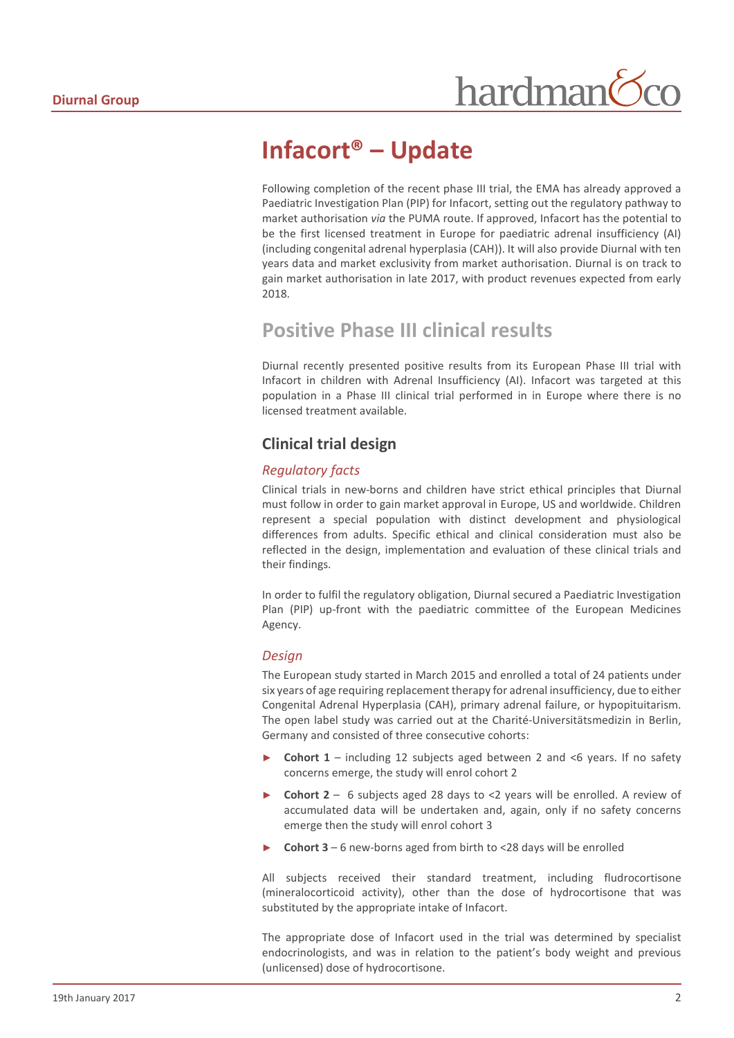# Infacort® – Update

Following completion of the recent phase III trial, the EMA has already approved a Paediatric Investigation Plan (PIP) for Infacort, setting out the regulatory pathway to market authorisation *via* the PUMA route. If approved, Infacort has the potential to be the first licensed treatment in Europe for paediatric adrenal insufficiency (AI) (including congenital adrenal hyperplasia (CAH)). It will also provide Diurnal with ten years data and market exclusivity from market authorisation. Diurnal is on track to gain market authorisation in late 2017, with product revenues expected from early 2018.

## Positive Phase III clinical results

Diurnal recently presented positive results from its European Phase III trial with Infacort in children with Adrenal Insufficiency (AI). Infacort was targeted at this population in a Phase III clinical trial performed in in Europe where there is no licensed treatment available.

### Clinical trial design

#### *Regulatory facts*

Clinical trials in new-borns and children have strict ethical principles that Diurnal must follow in order to gain market approval in Europe, US and worldwide. Children represent a special population with distinct development and physiological differences from adults. Specific ethical and clinical consideration must also be reflected in the design, implementation and evaluation of these clinical trials and their findings.

In order to fulfil the regulatory obligation, Diurnal secured a Paediatric Investigation Plan (PIP) up-front with the paediatric committee of the European Medicines Agency.

#### *Design*

The European study started in March 2015 and enrolled a total of 24 patients under six years of age requiring replacement therapy for adrenal insufficiency, due to either Congenital Adrenal Hyperplasia (CAH), primary adrenal failure, or hypopituitarism. The open label study was carried out at the Charité-Universitätsmedizin in Berlin, Germany and consisted of three consecutive cohorts:

- **Cohort 1** – including 12 subjects aged between 2 and <6 years. If no safety concerns emerge, the study will enrol cohort 2
- **Cohort 2** – 6 subjects aged 28 days to <2 years will be enrolled. A review of accumulated data will be undertaken and, again, only if no safety concerns emerge then the study will enrol cohort 3
- **Cohort 3** – 6 new-borns aged from birth to <28 days will be enrolled

All subjects received their standard treatment, including fludrocortisone (mineralocorticoid activity), other than the dose of hydrocortisone that was substituted by the appropriate intake of Infacort.

The appropriate dose of Infacort used in the trial was determined by specialist endocrinologists, and was in relation to the patient's body weight and previous (unlicensed) dose of hydrocortisone.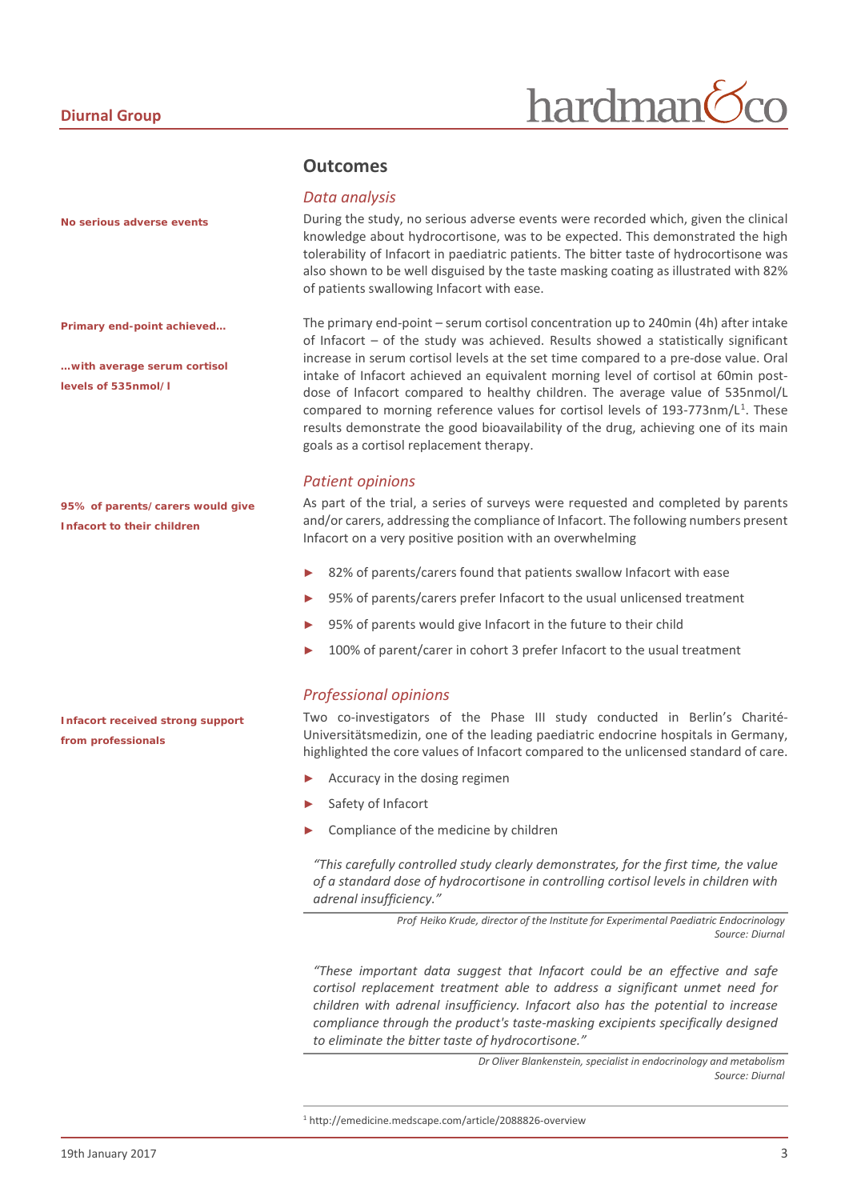## Outcomes

### *Data analysis*

**No serious adverse events**

During the study, no serious adverse events were recorded which, given the clinical knowledge about hydrocortisone, was to be expected. This demonstrated the high tolerability of Infacort in paediatric patients. The bitter taste of hydrocortisone was also shown to be well disguised by the taste masking coating as illustrated with 82% of patients swallowing Infacort with ease.

**Primary end-point achieved…**

**…with average serum cortisol levels of 535nmol/l**

The primary end-point – serum cortisol concentration up to 240min (4h) after intake of Infacort – of the study was achieved. Results showed a statistically significant increase in serum cortisol levels at the set time compared to a pre-dose value. Oral intake of Infacort achieved an equivalent morning level of cortisol at 60min post-dose of Infacort compared to healthy children. The average value of 535nmol/L compared to morning reference values for cortisol levels of 193-773nm/L[1]. These results demonstrate the good bioavailability of the drug, achieving one of its main goals as a cortisol replacement therapy.

### *Patient opinions*

**95% of parents/carers would give Infacort to their children**

As part of the trial, a series of surveys were requested and completed by parents and/or carers, addressing the compliance of Infacort. The following numbers present Infacort on a very positive position with an overwhelming

- 82% of parents/carers found that patients swallow Infacort with ease
- 95% of parents/carers prefer Infacort to the usual unlicensed treatment
- 95% of parents would give Infacort in the future to their child
- 100% of parent/carer in cohort 3 prefer Infacort to the usual treatment

### *Professional opinions*

**Infacort received strong support from professionals**

Two co-investigators of the Phase III study conducted in Berlin's Charité-Universitätsmedizin, one of the leading paediatric endocrine hospitals in Germany, highlighted the core values of Infacort compared to the unlicensed standard of care.

- Accuracy in the dosing regimen
- Safety of Infacort
- Compliance of the medicine by children

*"This carefully controlled study clearly demonstrates, for the first time, the value of a standard dose of hydrocortisone in controlling cortisol levels in children with adrenal insufficiency."*

*Prof Heiko Krude, director of the Institute for Experimental Paediatric Endocrinology*
*Source: Diurnal*

*"These important data suggest that Infacort could be an effective and safe cortisol replacement treatment able to address a significant unmet need for children with adrenal insufficiency. Infacort also has the potential to increase compliance through the product's taste-masking excipients specifically designed to eliminate the bitter taste of hydrocortisone."*

*Dr Oliver Blankenstein, specialist in endocrinology and metabolism*
*Source: Diurnal*

[1] http://emedicine.medscape.com/article/2088826-overview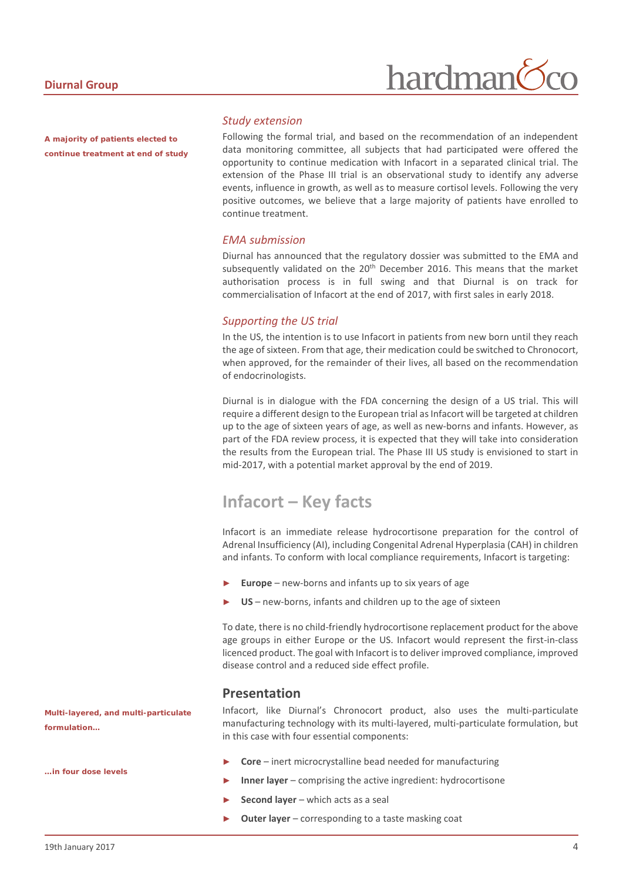### Study extension

**A majority of patients elected to continue treatment at end of study**

Following the formal trial, and based on the recommendation of an independent data monitoring committee, all subjects that had participated were offered the opportunity to continue medication with Infacort in a separated clinical trial. The extension of the Phase III trial is an observational study to identify any adverse events, influence in growth, as well as to measure cortisol levels. Following the very positive outcomes, we believe that a large majority of patients have enrolled to continue treatment.

### EMA submission

Diurnal has announced that the regulatory dossier was submitted to the EMA and subsequently validated on the 20th December 2016. This means that the market authorisation process is in full swing and that Diurnal is on track for commercialisation of Infacort at the end of 2017, with first sales in early 2018.

### Supporting the US trial

In the US, the intention is to use Infacort in patients from new born until they reach the age of sixteen. From that age, their medication could be switched to Chronocort, when approved, for the remainder of their lives, all based on the recommendation of endocrinologists.

Diurnal is in dialogue with the FDA concerning the design of a US trial. This will require a different design to the European trial as Infacort will be targeted at children up to the age of sixteen years of age, as well as new-borns and infants. However, as part of the FDA review process, it is expected that they will take into consideration the results from the European trial. The Phase III US study is envisioned to start in mid-2017, with a potential market approval by the end of 2019.

# Infacort – Key facts

Infacort is an immediate release hydrocortisone preparation for the control of Adrenal Insufficiency (AI), including Congenital Adrenal Hyperplasia (CAH) in children and infants. To conform with local compliance requirements, Infacort is targeting:

- **Europe** – new-borns and infants up to six years of age
- **US** – new-borns, infants and children up to the age of sixteen

To date, there is no child-friendly hydrocortisone replacement product for the above age groups in either Europe or the US. Infacort would represent the first-in-class licenced product. The goal with Infacort is to deliver improved compliance, improved disease control and a reduced side effect profile.

## Presentation

**Multi-layered, and multi-particulate formulation…**

**…in four dose levels**

Infacort, like Diurnal's Chronocort product, also uses the multi-particulate manufacturing technology with its multi-layered, multi-particulate formulation, but in this case with four essential components:

- **Core** – inert microcrystalline bead needed for manufacturing
- **Inner layer** – comprising the active ingredient: hydrocortisone
- **Second layer** – which acts as a seal
- **Outer layer** – corresponding to a taste masking coat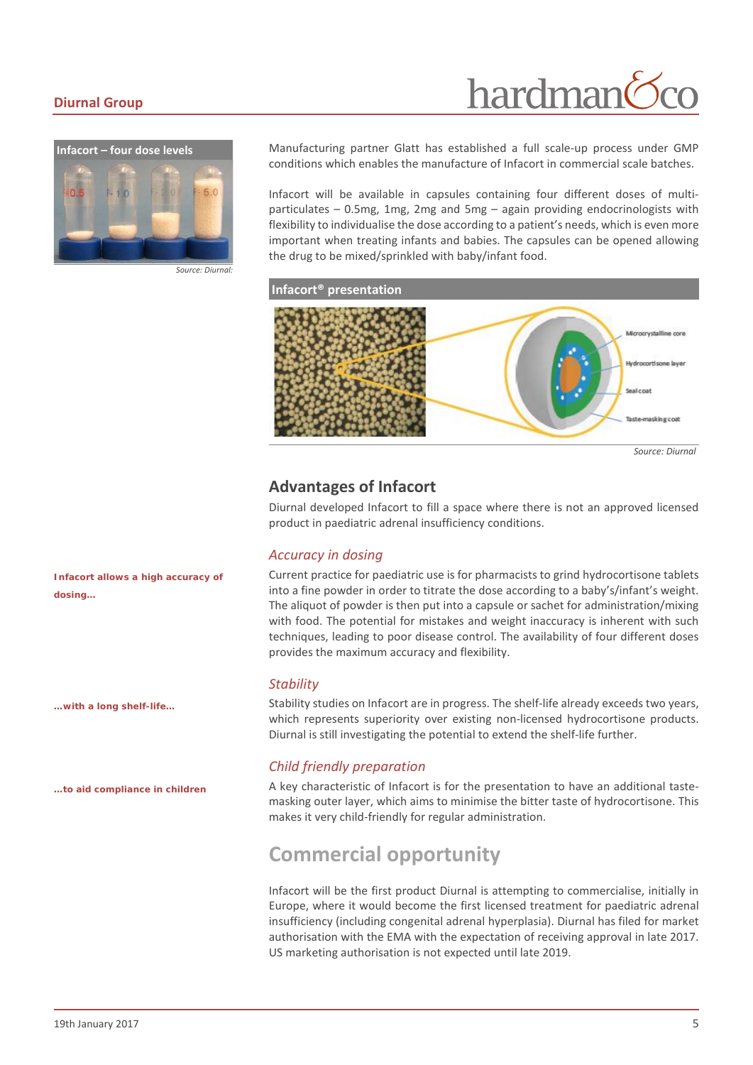**Infacort – four dose levels**

Source: Diurnal:

Manufacturing partner Glatt has established a full scale-up process under GMP conditions which enables the manufacture of Infacort in commercial scale batches.

Infacort will be available in capsules containing four different doses of multi-particulates – 0.5mg, 1mg, 2mg and 5mg – again providing endocrinologists with flexibility to individualise the dose according to a patient's needs, which is even more important when treating infants and babies. The capsules can be opened allowing the drug to be mixed/sprinkled with baby/infant food.

**Infacort® presentation**

Microcrystalline core

Hydrocortisone layer

Seal coat

Taste-masking coat

Source: Diurnal

## Advantages of Infacort

Diurnal developed Infacort to fill a space where there is not an approved licensed product in paediatric adrenal insufficiency conditions.

### *Accuracy in dosing*

**Infacort allows a high accuracy of dosing…**

Current practice for paediatric use is for pharmacists to grind hydrocortisone tablets into a fine powder in order to titrate the dose according to a baby's/infant's weight. The aliquot of powder is then put into a capsule or sachet for administration/mixing with food. The potential for mistakes and weight inaccuracy is inherent with such techniques, leading to poor disease control. The availability of four different doses provides the maximum accuracy and flexibility.

### *Stability*

**…with a long shelf-life…**

Stability studies on Infacort are in progress. The shelf-life already exceeds two years, which represents superiority over existing non-licensed hydrocortisone products. Diurnal is still investigating the potential to extend the shelf-life further.

### *Child friendly preparation*

**…to aid compliance in children**

A key characteristic of Infacort is for the presentation to have an additional taste-masking outer layer, which aims to minimise the bitter taste of hydrocortisone. This makes it very child-friendly for regular administration.

## Commercial opportunity

Infacort will be the first product Diurnal is attempting to commercialise, initially in Europe, where it would become the first licensed treatment for paediatric adrenal insufficiency (including congenital adrenal hyperplasia). Diurnal has filed for market authorisation with the EMA with the expectation of receiving approval in late 2017. US marketing authorisation is not expected until late 2019.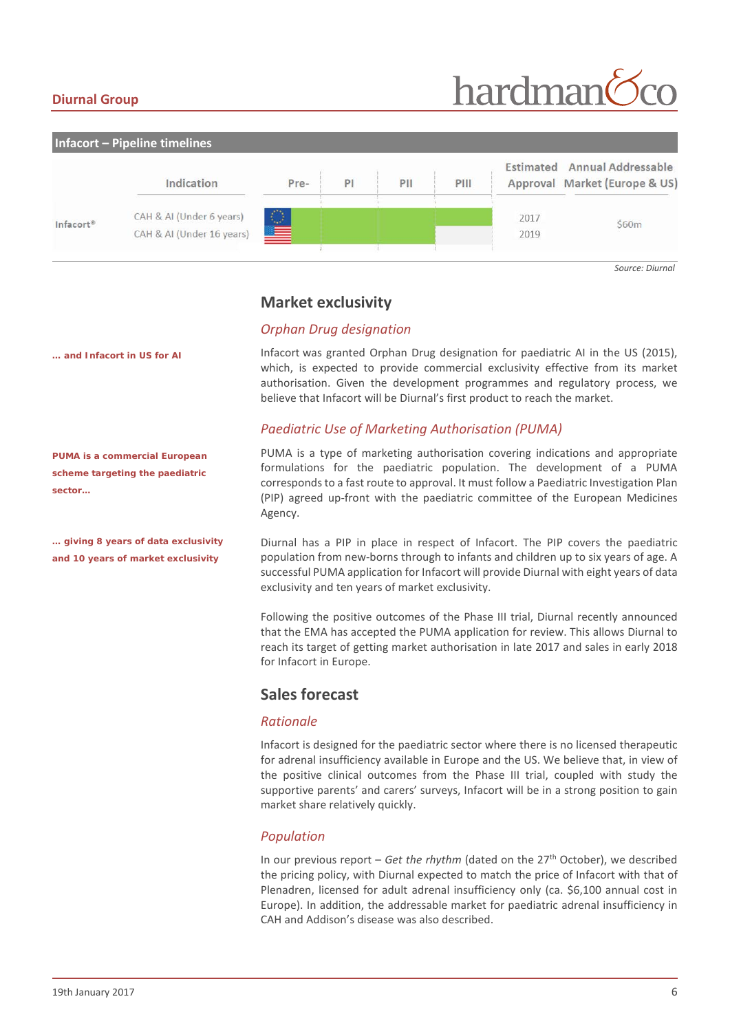**Infacort – Pipeline timelines**

| | Indication | Pre- | PI | PII | PIII | Estimated Approval | Annual Addressable Market (Europe & US) |
|---|---|---|---|---|---|---|---|
| Infacort® | CAH & AI (Under 6 years) | | | | | 2017 | $60m |
| | CAH & AI (Under 16 years) | | | | | 2019 | |

*Source: Diurnal*

## Market exclusivity

### *Orphan Drug designation*

**… and Infacort in US for AI**

Infacort was granted Orphan Drug designation for paediatric AI in the US (2015), which, is expected to provide commercial exclusivity effective from its market authorisation. Given the development programmes and regulatory process, we believe that Infacort will be Diurnal's first product to reach the market.

### *Paediatric Use of Marketing Authorisation (PUMA)*

**PUMA is a commercial European scheme targeting the paediatric sector…**

PUMA is a type of marketing authorisation covering indications and appropriate formulations for the paediatric population. The development of a PUMA corresponds to a fast route to approval. It must follow a Paediatric Investigation Plan (PIP) agreed up-front with the paediatric committee of the European Medicines Agency.

**… giving 8 years of data exclusivity and 10 years of market exclusivity**

Diurnal has a PIP in place in respect of Infacort. The PIP covers the paediatric population from new-borns through to infants and children up to six years of age. A successful PUMA application for Infacort will provide Diurnal with eight years of data exclusivity and ten years of market exclusivity.

Following the positive outcomes of the Phase III trial, Diurnal recently announced that the EMA has accepted the PUMA application for review. This allows Diurnal to reach its target of getting market authorisation in late 2017 and sales in early 2018 for Infacort in Europe.

## Sales forecast

### *Rationale*

Infacort is designed for the paediatric sector where there is no licensed therapeutic for adrenal insufficiency available in Europe and the US. We believe that, in view of the positive clinical outcomes from the Phase III trial, coupled with study the supportive parents' and carers' surveys, Infacort will be in a strong position to gain market share relatively quickly.

### *Population*

In our previous report – *Get the rhythm* (dated on the 27th October), we described the pricing policy, with Diurnal expected to match the price of Infacort with that of Plenadren, licensed for adult adrenal insufficiency only (ca. $6,100 annual cost in Europe). In addition, the addressable market for paediatric adrenal insufficiency in CAH and Addison's disease was also described.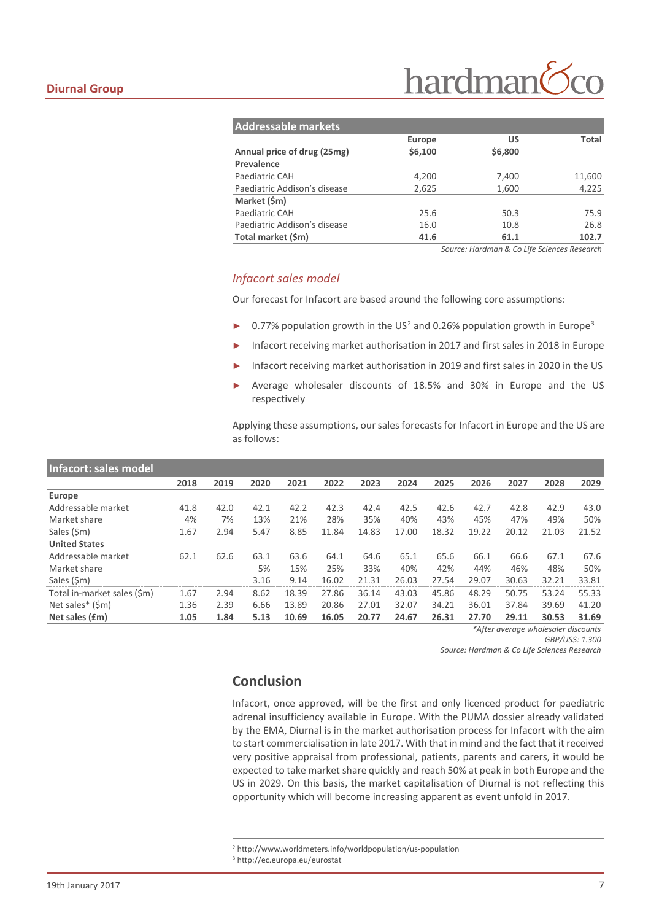| Addressable markets | Europe | US | Total |
|---|---|---|---|
| **Annual price of drug (25mg)** | **$6,100** | **$6,800** | |
| **Prevalence** | | | |
| Paediatric CAH | 4,200 | 7,400 | 11,600 |
| Paediatric Addison's disease | 2,625 | 1,600 | 4,225 |
| **Market ($m)** | | | |
| Paediatric CAH | 25.6 | 50.3 | 75.9 |
| Paediatric Addison's disease | 16.0 | 10.8 | 26.8 |
| **Total market ($m)** | **41.6** | **61.1** | **102.7** |

*Source: Hardman & Co Life Sciences Research*

### *Infacort sales model*

Our forecast for Infacort are based around the following core assumptions:

- 0.77% population growth in the US[2] and 0.26% population growth in Europe[3]
- Infacort receiving market authorisation in 2017 and first sales in 2018 in Europe
- Infacort receiving market authorisation in 2019 and first sales in 2020 in the US
- Average wholesaler discounts of 18.5% and 30% in Europe and the US respectively

Applying these assumptions, our sales forecasts for Infacort in Europe and the US are as follows:

| Infacort: sales model | 2018 | 2019 | 2020 | 2021 | 2022 | 2023 | 2024 | 2025 | 2026 | 2027 | 2028 | 2029 |
|---|---|---|---|---|---|---|---|---|---|---|---|---|
| **Europe** | | | | | | | | | | | | |
| Addressable market | 41.8 | 42.0 | 42.1 | 42.2 | 42.3 | 42.4 | 42.5 | 42.6 | 42.7 | 42.8 | 42.9 | 43.0 |
| Market share | 4% | 7% | 13% | 21% | 28% | 35% | 40% | 43% | 45% | 47% | 49% | 50% |
| Sales ($m) | 1.67 | 2.94 | 5.47 | 8.85 | 11.84 | 14.83 | 17.00 | 18.32 | 19.22 | 20.12 | 21.03 | 21.52 |
| **United States** | | | | | | | | | | | | |
| Addressable market | 62.1 | 62.6 | 63.1 | 63.6 | 64.1 | 64.6 | 65.1 | 65.6 | 66.1 | 66.6 | 67.1 | 67.6 |
| Market share | | | 5% | 15% | 25% | 33% | 40% | 42% | 44% | 46% | 48% | 50% |
| Sales ($m) | | | 3.16 | 9.14 | 16.02 | 21.31 | 26.03 | 27.54 | 29.07 | 30.63 | 32.21 | 33.81 |
| Total in-market sales ($m) | 1.67 | 2.94 | 8.62 | 18.39 | 27.86 | 36.14 | 43.03 | 45.86 | 48.29 | 50.75 | 53.24 | 55.33 |
| Net sales* ($m) | 1.36 | 2.39 | 6.66 | 13.89 | 20.86 | 27.01 | 32.07 | 34.21 | 36.01 | 37.84 | 39.69 | 41.20 |
| **Net sales (£m)** | **1.05** | **1.84** | **5.13** | **10.69** | **16.05** | **20.77** | **24.67** | **26.31** | **27.70** | **29.11** | **30.53** | **31.69** |

*\*After average wholesaler discounts*
*GBP/US$: 1.300*
*Source: Hardman & Co Life Sciences Research*

## Conclusion

Infacort, once approved, will be the first and only licenced product for paediatric adrenal insufficiency available in Europe. With the PUMA dossier already validated by the EMA, Diurnal is in the market authorisation process for Infacort with the aim to start commercialisation in late 2017. With that in mind and the fact that it received very positive appraisal from professional, patients, parents and carers, it would be expected to take market share quickly and reach 50% at peak in both Europe and the US in 2029. On this basis, the market capitalisation of Diurnal is not reflecting this opportunity which will become increasing apparent as event unfold in 2017.

[2] http://www.worldmeters.info/worldpopulation/us-population
[3] http://ec.europa.eu/eurostat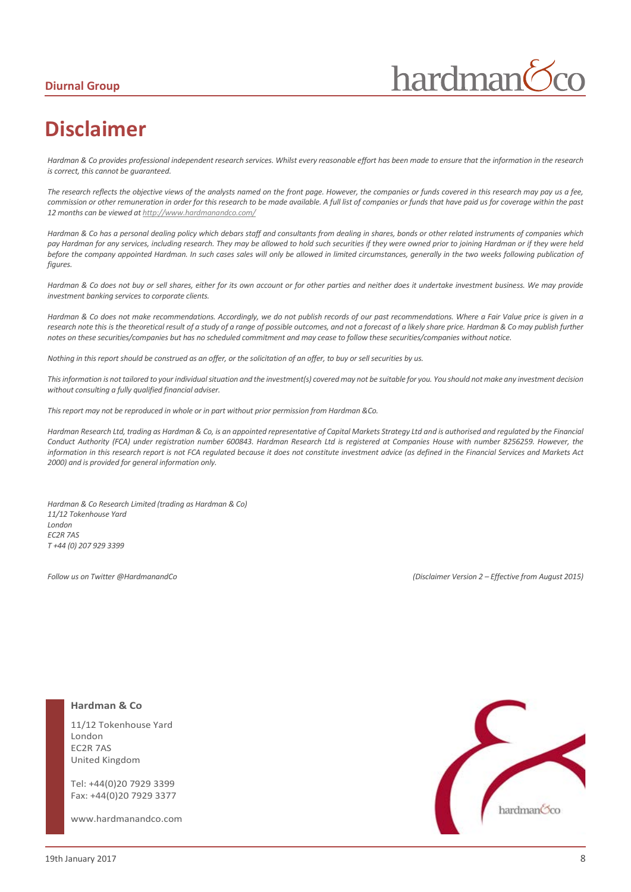# Disclaimer

*Hardman & Co provides professional independent research services. Whilst every reasonable effort has been made to ensure that the information in the research is correct, this cannot be guaranteed.*

*The research reflects the objective views of the analysts named on the front page. However, the companies or funds covered in this research may pay us a fee, commission or other remuneration in order for this research to be made available. A full list of companies or funds that have paid us for coverage within the past 12 months can be viewed at http://www.hardmanandco.com/*

*Hardman & Co has a personal dealing policy which debars staff and consultants from dealing in shares, bonds or other related instruments of companies which pay Hardman for any services, including research. They may be allowed to hold such securities if they were owned prior to joining Hardman or if they were held before the company appointed Hardman. In such cases sales will only be allowed in limited circumstances, generally in the two weeks following publication of figures.*

*Hardman & Co does not buy or sell shares, either for its own account or for other parties and neither does it undertake investment business. We may provide investment banking services to corporate clients.*

*Hardman & Co does not make recommendations. Accordingly, we do not publish records of our past recommendations. Where a Fair Value price is given in a research note this is the theoretical result of a study of a range of possible outcomes, and not a forecast of a likely share price. Hardman & Co may publish further notes on these securities/companies but has no scheduled commitment and may cease to follow these securities/companies without notice.*

*Nothing in this report should be construed as an offer, or the solicitation of an offer, to buy or sell securities by us.*

*This information is not tailored to your individual situation and the investment(s) covered may not be suitable for you. You should not make any investment decision without consulting a fully qualified financial adviser.*

*This report may not be reproduced in whole or in part without prior permission from Hardman &Co.*

*Hardman Research Ltd, trading as Hardman & Co, is an appointed representative of Capital Markets Strategy Ltd and is authorised and regulated by the Financial Conduct Authority (FCA) under registration number 600843. Hardman Research Ltd is registered at Companies House with number 8256259. However, the information in this research report is not FCA regulated because it does not constitute investment advice (as defined in the Financial Services and Markets Act 2000) and is provided for general information only.*

*Hardman & Co Research Limited (trading as Hardman & Co)*
*11/12 Tokenhouse Yard*
*London*
*EC2R 7AS*
*T +44 (0) 207 929 3399*

*Follow us on Twitter @HardmanandCo*

*(Disclaimer Version 2 – Effective from August 2015)*

**Hardman & Co**

11/12 Tokenhouse Yard
London
EC2R 7AS
United Kingdom

Tel: +44(0)20 7929 3399
Fax: +44(0)20 7929 3377

www.hardmanandco.com